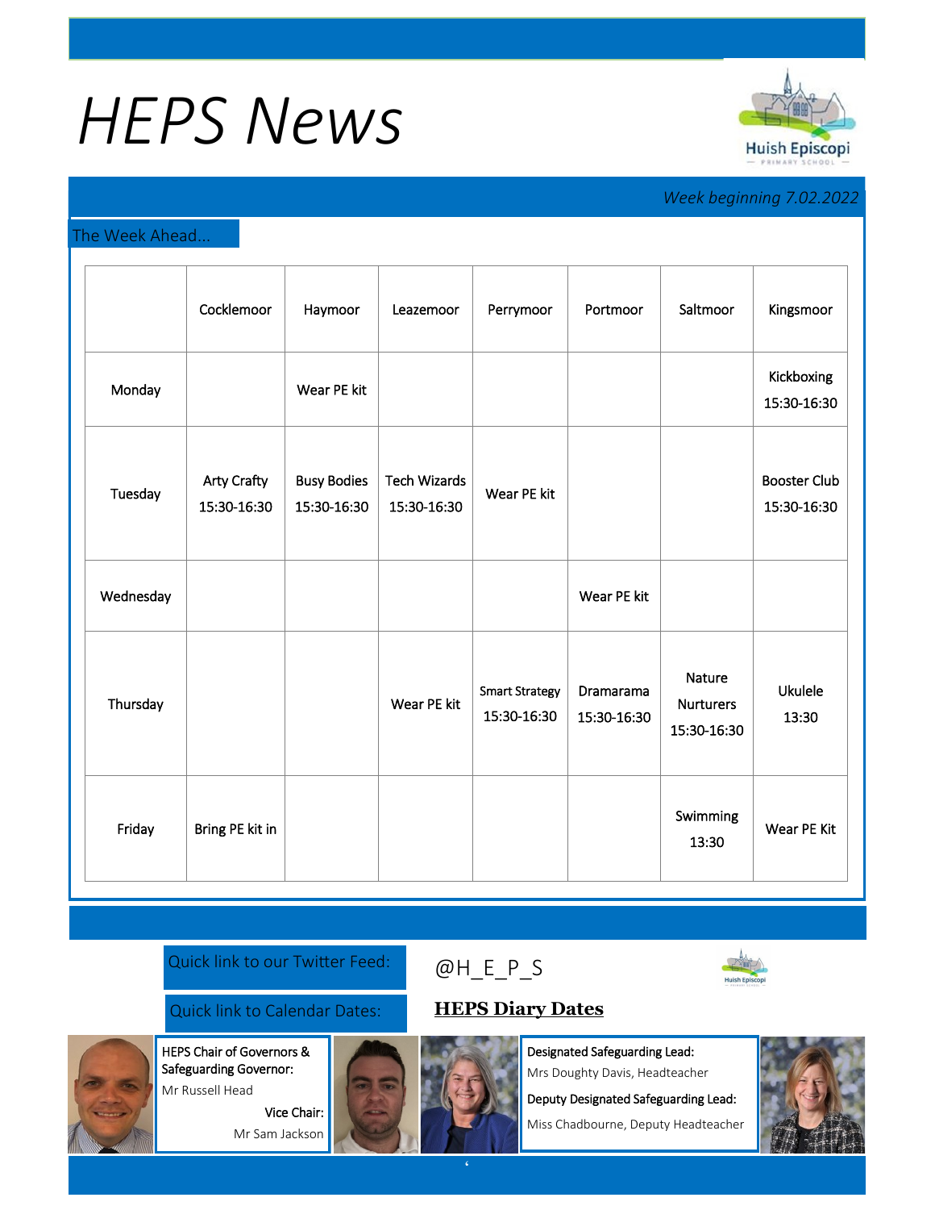# HEPS News

Huish Episcopi Primary School

*Week beginning 7.02.2022*

## The Week Ahead...

| | Cocklemoor | Haymoor | Leazemoor | Perrymoor | Portmoor | Saltmoor | Kingsmoor |
|---|---|---|---|---|---|---|---|
| Monday | | Wear PE kit | | | | | Kickboxing 15:30-16:30 |
| Tuesday | Arty Crafty 15:30-16:30 | Busy Bodies 15:30-16:30 | Tech Wizards 15:30-16:30 | Wear PE kit | | | Booster Club 15:30-16:30 |
| Wednesday | | | | | Wear PE kit | | |
| Thursday | | | Wear PE kit | Smart Strategy 15:30-16:30 | Dramarama 15:30-16:30 | Nature Nurturers 15:30-16:30 | Ukulele 13:30 |
| Friday | Bring PE kit in | | | | | Swimming 13:30 | Wear PE Kit |

Quick link to our Twitter Feed: @H_E_P_S

Quick link to Calendar Dates: **HEPS Diary Dates**

**HEPS Chair of Governors & Safeguarding Governor:**
Mr Russell Head

**Vice Chair:**
Mr Sam Jackson

**Designated Safeguarding Lead:**
Mrs Doughty Davis, Headteacher

**Deputy Designated Safeguarding Lead:**
Miss Chadbourne, Deputy Headteacher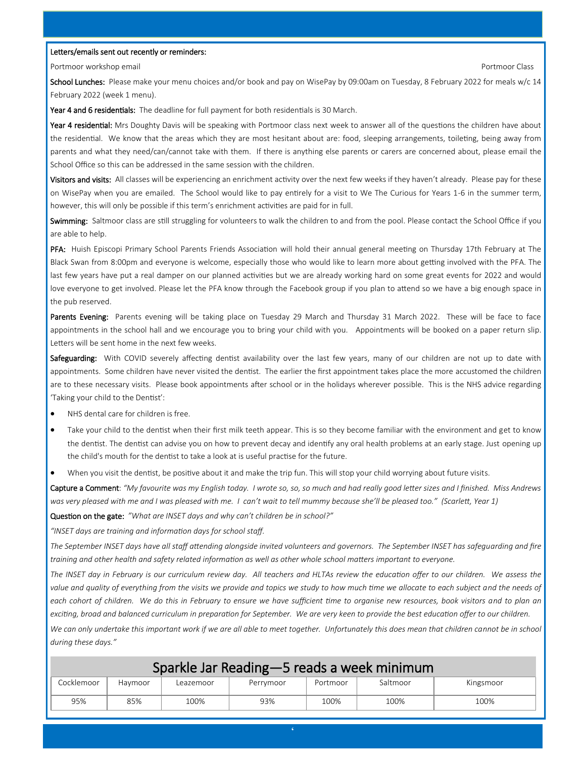**Letters/emails sent out recently or reminders:**

Portmoor workshop email — Portmoor Class

**School Lunches:** Please make your menu choices and/or book and pay on WisePay by 09:00am on Tuesday, 8 February 2022 for meals w/c 14 February 2022 (week 1 menu).

**Year 4 and 6 residentials:** The deadline for full payment for both residentials is 30 March.

**Year 4 residential:** Mrs Doughty Davis will be speaking with Portmoor class next week to answer all of the questions the children have about the residential. We know that the areas which they are most hesitant about are: food, sleeping arrangements, toileting, being away from parents and what they need/can/cannot take with them. If there is anything else parents or carers are concerned about, please email the School Office so this can be addressed in the same session with the children.

**Visitors and visits:** All classes will be experiencing an enrichment activity over the next few weeks if they haven't already. Please pay for these on WisePay when you are emailed. The School would like to pay entirely for a visit to We The Curious for Years 1-6 in the summer term, however, this will only be possible if this term's enrichment activities are paid for in full.

**Swimming:** Saltmoor class are still struggling for volunteers to walk the children to and from the pool. Please contact the School Office if you are able to help.

**PFA:** Huish Episcopi Primary School Parents Friends Association will hold their annual general meeting on Thursday 17th February at The Black Swan from 8:00pm and everyone is welcome, especially those who would like to learn more about getting involved with the PFA. The last few years have put a real damper on our planned activities but we are already working hard on some great events for 2022 and would love everyone to get involved. Please let the PFA know through the Facebook group if you plan to attend so we have a big enough space in the pub reserved.

**Parents Evening:** Parents evening will be taking place on Tuesday 29 March and Thursday 31 March 2022. These will be face to face appointments in the school hall and we encourage you to bring your child with you. Appointments will be booked on a paper return slip. Letters will be sent home in the next few weeks.

**Safeguarding:** With COVID severely affecting dentist availability over the last few years, many of our children are not up to date with appointments. Some children have never visited the dentist. The earlier the first appointment takes place the more accustomed the children are to these necessary visits. Please book appointments after school or in the holidays wherever possible. This is the NHS advice regarding 'Taking your child to the Dentist':

- NHS dental care for children is free.
- Take your child to the dentist when their first milk teeth appear. This is so they become familiar with the environment and get to know the dentist. The dentist can advise you on how to prevent decay and identify any oral health problems at an early stage. Just opening up the child's mouth for the dentist to take a look at is useful practise for the future.
- When you visit the dentist, be positive about it and make the trip fun. This will stop your child worrying about future visits.

**Capture a Comment**: *"My favourite was my English today. I wrote so, so, so much and had really good letter sizes and I finished. Miss Andrews was very pleased with me and I was pleased with me. I can't wait to tell mummy because she'll be pleased too." (Scarlett, Year 1)*

**Question on the gate:** *"What are INSET days and why can't children be in school?"*

*"INSET days are training and information days for school staff.*

*The September INSET days have all staff attending alongside invited volunteers and governors. The September INSET has safeguarding and fire training and other health and safety related information as well as other whole school matters important to everyone.*

*The INSET day in February is our curriculum review day. All teachers and HLTAs review the education offer to our children. We assess the value and quality of everything from the visits we provide and topics we study to how much time we allocate to each subject and the needs of each cohort of children. We do this in February to ensure we have sufficient time to organise new resources, book visitors and to plan an exciting, broad and balanced curriculum in preparation for September. We are very keen to provide the best education offer to our children.*

*We can only undertake this important work if we are all able to meet together. Unfortunately this does mean that children cannot be in school during these days."*

## Sparkle Jar Reading—5 reads a week minimum

| Cocklemoor | Haymoor | Leazemoor | Perrymoor | Portmoor | Saltmoor | Kingsmoor |
|---|---|---|---|---|---|---|
| 95% | 85% | 100% | 93% | 100% | 100% | 100% |